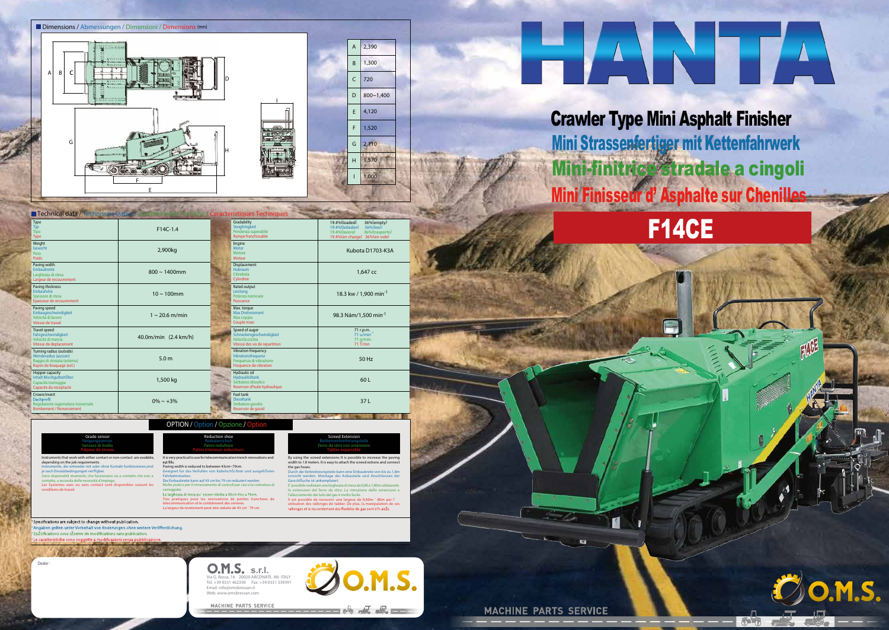# HANTA

## Crawler Type Mini Asphalt Finisher
## Mini Strassenfertiger mit Kettenfahrwerk
## Mini-finitrice stradale a cingoli
## Mini Finisseur d' Asphalte sur Chenilles

# F14CE

## Dimensions / Abmessungen / Dimensioni / Dimensions (mm)

| | |
|---|---|
| A | 2,390 |
| B | 1,300 |
| C | 720 |
| D | 800~1,400 |
| E | 4,120 |
| F | 1,520 |
| G | 2,110 |
| H | 1,570 |
| I | 1,000 |

## Technical data / Technische Daten / Caratteristiche Tecniche / Caracteristiques Techniques

| | | | |
|---|---|---|---|
| Type / Typ / Tipo / Type | F14C-1.4 | Gradability / Steigfähigkeit / Pendenza superabile / Rampe franchissable | 19.4%(loaded) 36%(empty) / 19.4%(beladen) 36%(leer) / 19.4%(lavoro) 36%(trasporto) / 19.4%(en charge) 36%(en vide) |
| Weight / Gewicht / Peso / Poids | 2,900kg | Engine / Motor / Motore / Moteur | Kubota D1703-K3A |
| Paving width / Einbaubreite / Larghezza di stesa / Largeur de recouvrement | 800 ~ 1400mm | Displacement / Hubraum / Cilindrata / Cylindrée | 1,647 cc |
| Paving thickness / Einbauhöhe / Spessore di stesa / Epaisseur de recouvrement | 10 ~ 100mm | Rated output / Leistung / Potenza nominale / Puissance | 18.3 kw / 1,900 min-1 |
| Paving speed / Einbaugeschwindigkeit / Velocità di lavoro / Vitesse de travail | 1 ~ 20.6 m/min | Max. torque / Max Drehmoment / Max coppia / Couple maxi | 98.3 Nám/1,500 min-1 |
| Travel speed / Fahrgeschwindigkeit / Velocità di marcia / Vitesse de deplacement | 40.0m/min (2.4 km/h) | Speed of auger / Schneckengeschwindigkeit / Velocità coclea / Vitesse des vis de repartition | 71 r.p.m. / 71 u/min-1 / 71 g/min. / 71 T/mn |
| Turning radius (outside) / Wenderadius (aussen) / Raggio di sterzata (esterna) / Rayon de braquage (ext.) | 5.0 m | Vibration frequency / Vibrationsfrequenz / Frequenza di vibrazione / Frequence de vibration | 50 Hz |
| Hopper capacity / Inhalt Mischgutbehälter / Capacità tramoggia / Capacite du receptacle | 1,500 kg | Hydraulic oil / Hydrauliktank / Serbatoio idraulico / Reservoir d'huile hydraulique | 60 L |
| Crown/invert / Dachprofil / Regolazione sagomatura trasversale / Bombement / Renversement | 0% ~ +3% | Fuel tank / Dieseltank / Serbatoio gasolio / Reservoir de gasoil | 37 L |

## OPTION / Option / Opzione / Option

### Grade sensor / Neigungssensor / Sensore di livello / Palpeur de niveau

Instruments that work with either contact or non-contact are available, depending on the job requirements.
Instrumente, die entweder mit oder ohne Kontakt funktionieren,sind je nach Einsatzbedingungen verfügbar.
Sono disponibili strumenti, che funzionano sia a contatto che non a contatto, a seconda delle necessità d'impiego.
Les Systemes avec ou sans contact sont disponibles suivant les conditions de travail.

### Reduction shoe / Reduzierschuh / Pattini riduttore / Patins interieurs reducteurs

It is very practical to use for telecommunication trench renovations and rut fills.
Paving width is reduced to between 43cm~79cm.
Geeignet für das Verfüllen von Kabelschlitzen und ausgefrästen Fahrbahnstücken.
Die Einbaubreite kann auf 43 cm bis 79 cm reduziert werden.
Molto pratico per il rinnovamento di cunicoli per cavi e la colmatura di carreggiate.
La larghezza di stesa pu' essere ridotta a 43cm fino a 79cm.
Tres pratiques pour les renovations de petites tranchees de telecommunication et le comblement des ornieres.
La largeur de revetement peut etre reduite de 43 cm ~ 79 cm.

### Screed Extension / Bohlenverbreiterungsteile / Ferro da stiro con estensioni / Tablier expansible

By using the screed extensions it is possible to increase the paving width to 1.8 meters. It is easy to attach the screed extions and connect the gas hoses.
Durch die Verbreiterungsteile kann eine Einbaubreite von bis zu 1,8m erreicht werden. Montage der Anbauteile und Anschliessen der Gasschläuche ist unkompliziert.
E' possibile realizzare una larghezza di stesa da 0,80m a 1,80m utilizzando le estensioni del ferro da stiro. La rimozione delle estensioni e l'allacciamento dei tubi del gas è molto facile.
Il est possible de recouvrir une largeur de 0,80m ~ 80m par l'utilisation des rallonges de tablier. De plus, la manipulation de ces rallonges et le raccordement des flexibles de gaz sont tr's aisés.

* Specifications are subject to change without publication.
* Angaben gelten unter Vorbehalt von Änderungen ohne weitere Veröffentlichung.
* Spécifications sous réserve de modifications sans publication.
* Le caratteristiche sono soggette a modificazioni senza pubblicazione.

Dealer :

**O.M.S. s.r.l.**
Via G. Rossa, 16 20020 ARCONATE -MI- ITALY
Tel. +39 0331 462350 Fax. +39 0331 539391
Email: info@omsbressan.it
Web: www.omsbressan.com

MACHINE PARTS SERVICE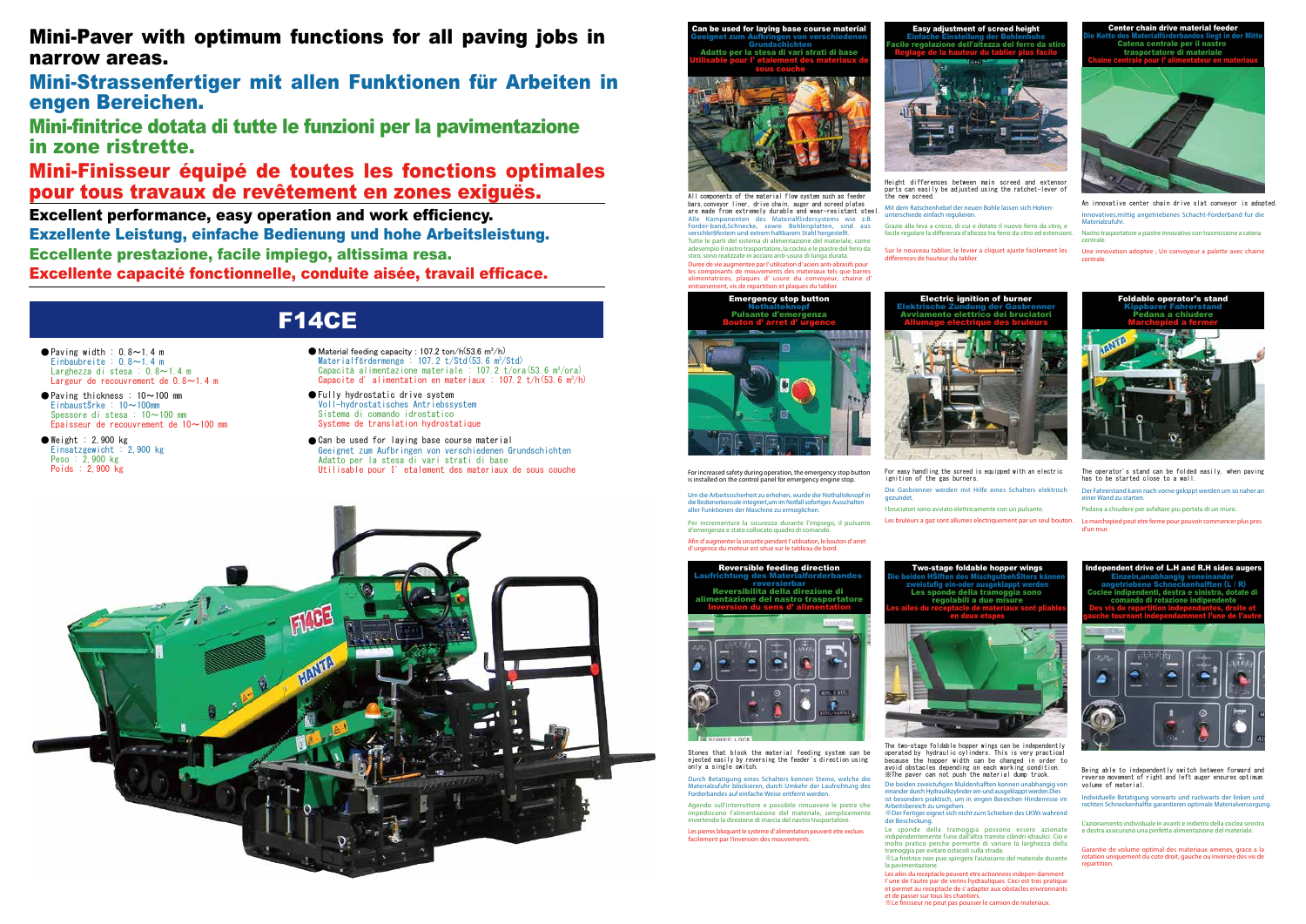# Mini-Paver with optimum functions for all paving jobs in narrow areas.

# Mini-Strassenfertiger mit allen Funktionen für Arbeiten in engen Bereichen.

# Mini-finitrice dotata di tutte le funzioni per la pavimentazione in zone ristrette.

# Mini-Finisseur équipé de toutes les fonctions optimales pour tous travaux de revêtement en zones exiguës.

**Excellent performance, easy operation and work efficiency.**

**Exzellente Leistung, einfache Bedienung und hohe Arbeitsleistung.**

**Eccellente prestazione, facile impiego, altissima resa.**

**Excellente capacité fonctionnelle, conduite aisée, travail efficace.**

## F14CE

- Paving width : 0.8〜1.4 m
  Einbaubreite : 0.8〜1.4 m
  Larghezza di stesa : 0.8〜1.4 m
  Largeur de recouvrement de 0.8〜1.4 m
- Paving thickness : 10〜100 mm
  Einbaustärke : 10〜100mm
  Spessore di stesa : 10〜100 mm
  Epaisseur de recouvrement de 10〜100 mm
- Weight : 2,900 kg
  Einsatzgewicht : 2,900 kg
  Peso : 2,900 kg
  Poids : 2,900 kg
- Material feeding capacity : 107.2 ton/h(53.6 $m^3$/h)
  Materialfördermenge : 107.2 t/Std(53.6 $m^3$/Std)
  Capacità alimentazione materiale : 107.2 t/ora(53.6 $m^3$/ora)
  Capacite d' alimentation en materiaux : 107.2 t/h(53.6 $m^3$/h)
- Fully hydrostatic drive system
  Voll-hydrostatisches Antriebssystem
  Sistema di comando idrostatico
  Systeme de translation hydrostatique
- Can be used for laying base course material
  Geeignet zum Aufbringen von verschiedenen Grundschichten
  Adatto per la stesa di vari strati di base
  Utilisable pour l' etalement des materiaux de sous couche

### Can be used for laying base course material / Geeignet zum Aufbringen von verschiedenen Grundschichten / Adatto per la stesa di vari strati di base / Utilisable pour l' etalement des materiaux de sous couche

All components of the material flow system such as feeder bars, conveyor liner, drive chain, auger and screed plates are made from extremely durable and wear-resistant steel.

Alle Komponenten des Materialfördersystems wie z.B. Forder-band,Schnecke, sowie Bohlenplatten, sind aus verschleißfestem und extrem haltbarem Stahl hergestellt.

Tutte le parti del sistema di alimentazione del materiale, come adesempio il nastro trasportatore, la coclea e le piastre del ferro da stiro, sono realizzate in acciaio anti-usura di lunga durata.

Duree de vie augmentee par l'utilisation d' aciers anti-abrasifs pour les composants de mouvements des materiaux tels que barres alimentatrices, plaques d' usure du convoyeur, chaine d' entrainement, vis de repartition et plaques du tablier.

### Easy adjustment of screed height / Einfache Einstellung der Bohlenhöhe / Facile regolazione dell'altezza del ferro da stiro / Reglage de la hauteur du tablier plus facile

Height differences between main screed and extensor parts can easily be adjusted using the ratchet-lever of the new screed.

Mit dem Ratschenhebel der neuen Bohle lassen sich Höhen-unterschiede einfach regulieren.

Grazie alla leva a cricco, di cui e dotato il nuovo ferro da stiro, e facile regolare la differenza d'altezza tra ferro da stiro ed estensioni.

Sur le nouveau tablier, le levier a cliquet ajuste facilement les differences de hauteur du tablier.

### Center chain drive material feeder / Die Kette des Materialförderbandes liegt in der Mitte / Catena centrale per il nastro trasportatore di materiale / Chaine centrale pour l' alimentateur en materiaux

An innovative center chain drive slat conveyor is adopted.

Innovatives,mittig angetriebenes Schacht-Forderband fur die Materialzufuhr.

Nastro trasportatore a piastre innovativo con trasmissione a catena centrale.

Une innovation adoptee ; Un convoyeur a palette avec chaine centrale.

### Emergency stop button / Nothaltknopf / Pulsante d'emergenza / Bouton d' arret d' urgence

For increased safety during operation, the emergency stop button is installed on the control panel for emergency engine stop.

Um die Arbeitssicherheit zu erhohen, wurde der Nothaltknopf in die Bedienerkonsole integriert,um im Notfall sofortiges Ausschalten aller Funktionen der Maschine zu ermoglichen.

Per incrementare la sicurezza durante l'impiego, il pulsante d'emergenza e stato collocato quadro di comando.

Afin d' augmenter la securite pendant l' utilisation, le bouton d' arret d' urgence du moteur est situe sur le tableau de bord.

### Electric ignition of burner / Elektrische Zündung der Gasbrenner / Avviamento elettrico dei bruciatori / Allumage electrique des bruleurs

For easy handling the screed is equipped with an electric ignition of the gas burners.

Die Gasbrenner werden mit Hilfe eines Schalters elektrisch gezundet.

I bruciatori sono avviato elettricamente con un pulsante.

Les bruleurs a gaz sont allumes electriquement par un seul bouton.

### Foldable operator's stand / Kippbarer Fahrerstand / Pedana a chiudere / Marchepied a fermer

The operator's stand can be folded easily, when paving has to be started close to a wall.

Der Fahrerstand kann nach vorne gekippt werden um so naher an einer Wand zu starten.

Pedana a chiudere per asfaltare piu portata di un muro.

Le marchepied peut etre ferme pour pouvoir commencer plus pres d'un mur.

### Reversible feeding direction / Laufrichtung des Materialforderbandes reversierbar / Reversibilita della direzione di alimentazione del nastro trasportatore / Inversion du sens d' alimentation

Stones that block the material feeding system can be ejected easily by reversing the feeder's direction using only a single switch.

Durch Betatigung eines Schalters konnen Steine, welche die Materialzufuhr blockieren, durch Umkehr der Laufrichtung des Forderbandes auf einfache Weise entfernt werden.

Agendo sull'interruttore e possibile rimuovere le pietre che impediscono l'alimentazione del materiale, semplicemente invertendo la direzione di marcia del nastro trasportatore.

Les pierres bloquant le systeme d' alimentation peuvent etre ecuees facilement par l'inversion des mouvements.

### Two-stage foldable hopper wings / Die beiden Hälften des Mischgutbehälters können zweistufig ein-oder ausgeklappt werden / Le sponde della tramoggia sono regolabili a due misure / Les ailes du receptacle de materiaux sont pliables en deux etapes

The two-stage foldable hopper wings can be independently operated by hydraulic cylinders. This is very practical because the hopper width can be changed in order to avoid obstacles depending on each working condition.
※The paver can not push the material dump truck.

Die beiden zweistufigen Muldenhalften konnen unabhangig von einander durch Hydraulikzylinder ein-und ausgeklappt werden.Dies ist besonders praktisch, um in engen Bereichen Hindernisse im Arbeitsbereich zu umgehen.
※Der Fertiger eignet sich nicht zum Schieben des LKWs wahrend der Beschickung.

Le sponde della tramoggia possono essere azionate indipendentemente l'una dall'altra tramite cilindri idraulici. Cio e molto pratico perche permette di variare la larghezza della tramoggia per evitare ostacoli sulla strada.
※La finitrice non puo spingere l'autocarro del materiale durante la pavimentazione.

Les ailes du receptacle peuvent etre actionnees indepen-damment l' une de l'autre par de verins hydrauliques. Ceci est tres pratique et permet au receptacle de s' adapter aux obstacles environnants et de passer sur tous les chantiers.
※Le finisseur ne peut pas pousser le camion de materiaux.

### Independent drive of L.H and R.H sides augers / Einzeln,unabhangig voneinander angetriebene Schneckenhalften (L / R) / Coclee indipendenti, destra e sinistra, dotate di comando di rotazione indipendente / Des vis de repartition independantes, droite et gauche tournant independamment l'une de l'autre

Being able to independently switch between forward and reverse movement of right and left auger ensures optimum volume of material.

Individuelle Betatigung vorwarts und ruckwarts der linken und rechten Schneckenhalfte garantieren optimale Materialversorgung.

L'azionamento individuale in avanti e indietro della coclea sinistra e destra assicurano una perfetta alimentazione del materiale.

Garantie de volume optimal des materiaux amenes, grace a la rotation uniquement du cote droit, gauche ou inversee des vis de repartition.